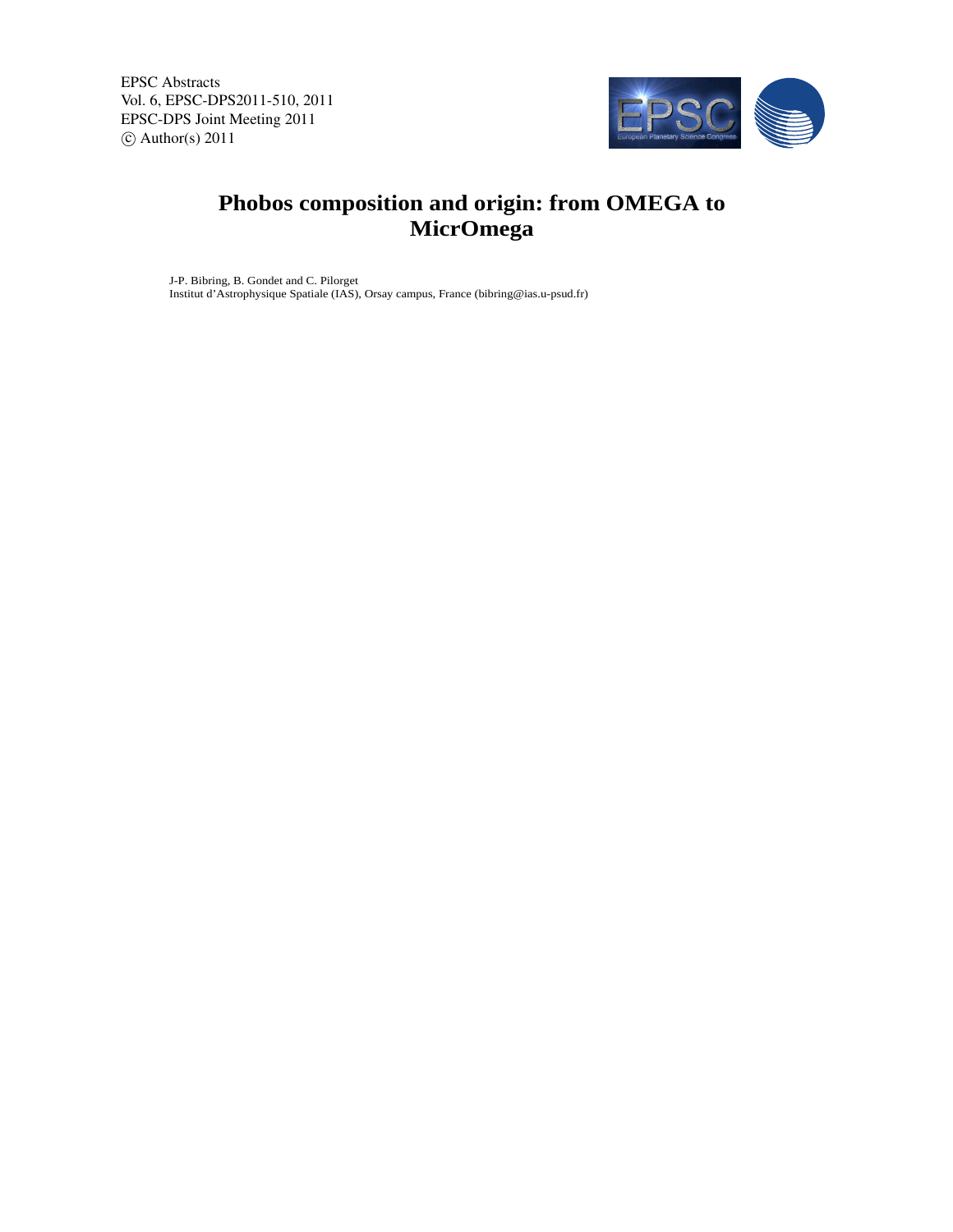# Phobos composition and origin: from OMEGA to MicrOmega

J-P. Bibring, B. Gondet and C. Pilorget
Institut d'Astrophysique Spatiale (IAS), Orsay campus, France (bibring@ias.u-psud.fr)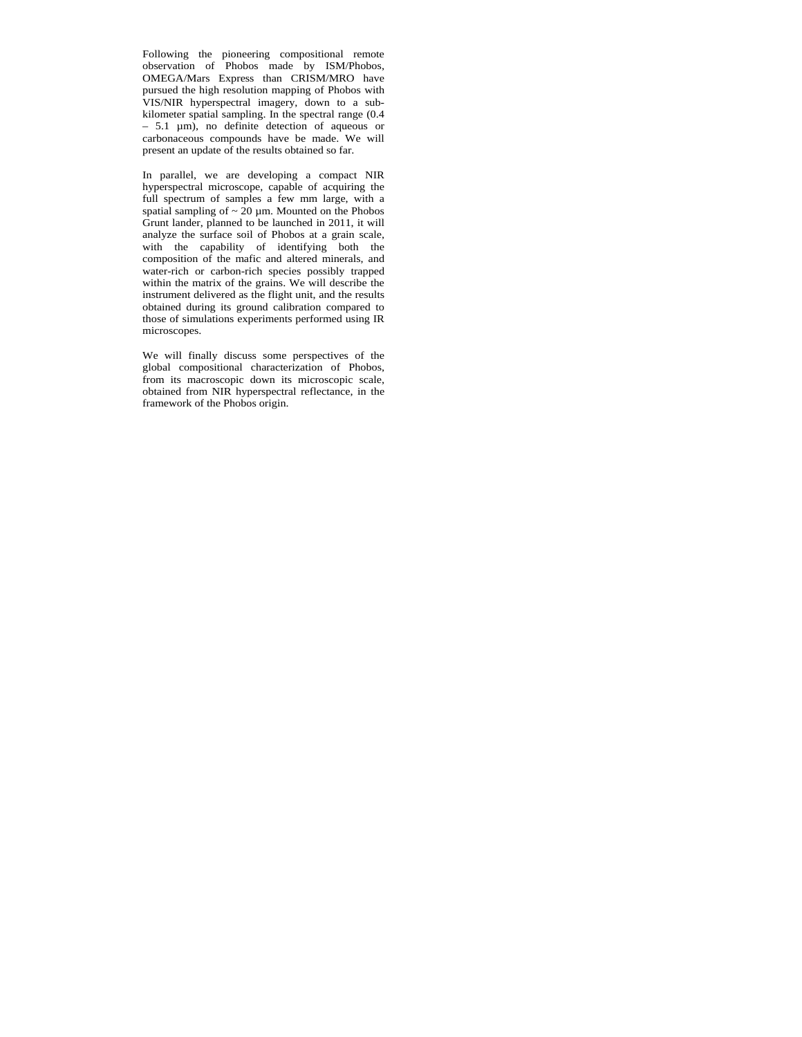Following the pioneering compositional remote observation of Phobos made by ISM/Phobos, OMEGA/Mars Express than CRISM/MRO have pursued the high resolution mapping of Phobos with VIS/NIR hyperspectral imagery, down to a sub-kilometer spatial sampling. In the spectral range (0.4 – 5.1 µm), no definite detection of aqueous or carbonaceous compounds have be made. We will present an update of the results obtained so far.

In parallel, we are developing a compact NIR hyperspectral microscope, capable of acquiring the full spectrum of samples a few mm large, with a spatial sampling of ~ 20 µm. Mounted on the Phobos Grunt lander, planned to be launched in 2011, it will analyze the surface soil of Phobos at a grain scale, with the capability of identifying both the composition of the mafic and altered minerals, and water-rich or carbon-rich species possibly trapped within the matrix of the grains. We will describe the instrument delivered as the flight unit, and the results obtained during its ground calibration compared to those of simulations experiments performed using IR microscopes.

We will finally discuss some perspectives of the global compositional characterization of Phobos, from its macroscopic down its microscopic scale, obtained from NIR hyperspectral reflectance, in the framework of the Phobos origin.